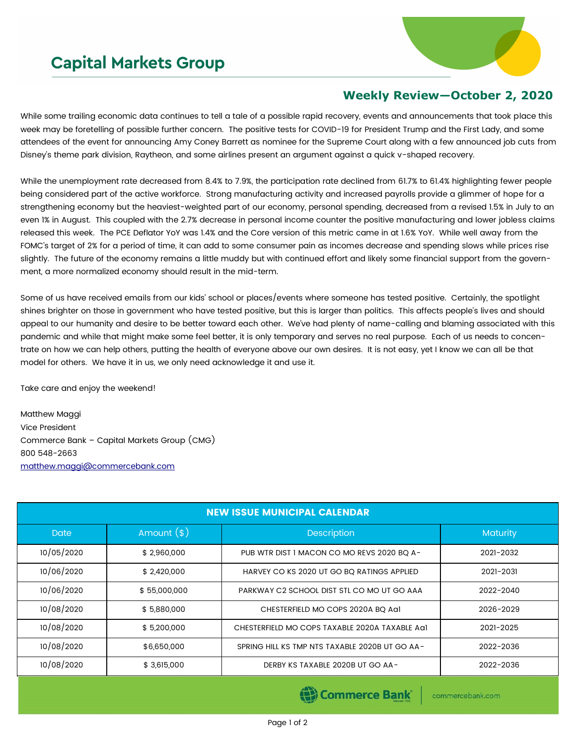# Capital Markets Group

## Weekly Review—October 2, 2020

While some trailing economic data continues to tell a tale of a possible rapid recovery, events and announcements that took place this week may be foretelling of possible further concern. The positive tests for COVID-19 for President Trump and the First Lady, and some attendees of the event for announcing Amy Coney Barrett as nominee for the Supreme Court along with a few announced job cuts from Disney's theme park division, Raytheon, and some airlines present an argument against a quick v-shaped recovery.

While the unemployment rate decreased from 8.4% to 7.9%, the participation rate declined from 61.7% to 61.4% highlighting fewer people being considered part of the active workforce. Strong manufacturing activity and increased payrolls provide a glimmer of hope for a strengthening economy but the heaviest-weighted part of our economy, personal spending, decreased from a revised 1.5% in July to an even 1% in August. This coupled with the 2.7% decrease in personal income counter the positive manufacturing and lower jobless claims released this week. The PCE Deflator YoY was 1.4% and the Core version of this metric came in at 1.6% YoY. While well away from the FOMC's target of 2% for a period of time, it can add to some consumer pain as incomes decrease and spending slows while prices rise slightly. The future of the economy remains a little muddy but with continued effort and likely some financial support from the government, a more normalized economy should result in the mid-term.

Some of us have received emails from our kids' school or places/events where someone has tested positive. Certainly, the spotlight shines brighter on those in government who have tested positive, but this is larger than politics. This affects people's lives and should appeal to our humanity and desire to be better toward each other. We've had plenty of name-calling and blaming associated with this pandemic and while that might make some feel better, it is only temporary and serves no real purpose. Each of us needs to concentrate on how we can help others, putting the health of everyone above our own desires. It is not easy, yet I know we can all be that model for others. We have it in us, we only need acknowledge it and use it.

Take care and enjoy the weekend!

Matthew Maggi
Vice President
Commerce Bank – Capital Markets Group (CMG)
800 548-2663
matthew.maggi@commercebank.com

**NEW ISSUE MUNICIPAL CALENDAR**

| Date | Amount ($) | Description | Maturity |
|---|---|---|---|
| 10/05/2020 | $ 2,960,000 | PUB WTR DIST 1 MACON CO MO REVS 2020 BQ A- | 2021-2032 |
| 10/06/2020 | $ 2,420,000 | HARVEY CO KS 2020 UT GO BQ RATINGS APPLIED | 2021-2031 |
| 10/06/2020 | $ 55,000,000 | PARKWAY C2 SCHOOL DIST STL CO MO UT GO AAA | 2022-2040 |
| 10/08/2020 | $ 5,880,000 | CHESTERFIELD MO COPS 2020A BQ Aa1 | 2026-2029 |
| 10/08/2020 | $ 5,200,000 | CHESTERFIELD MO COPS TAXABLE 2020A TAXABLE Aa1 | 2021-2025 |
| 10/08/2020 | $6,650,000 | SPRING HILL KS TMP NTS TAXABLE 2020B UT GO AA- | 2022-2036 |
| 10/08/2020 | $ 3,615,000 | DERBY KS TAXABLE 2020B UT GO AA- | 2022-2036 |

Commerce Bank | commercebank.com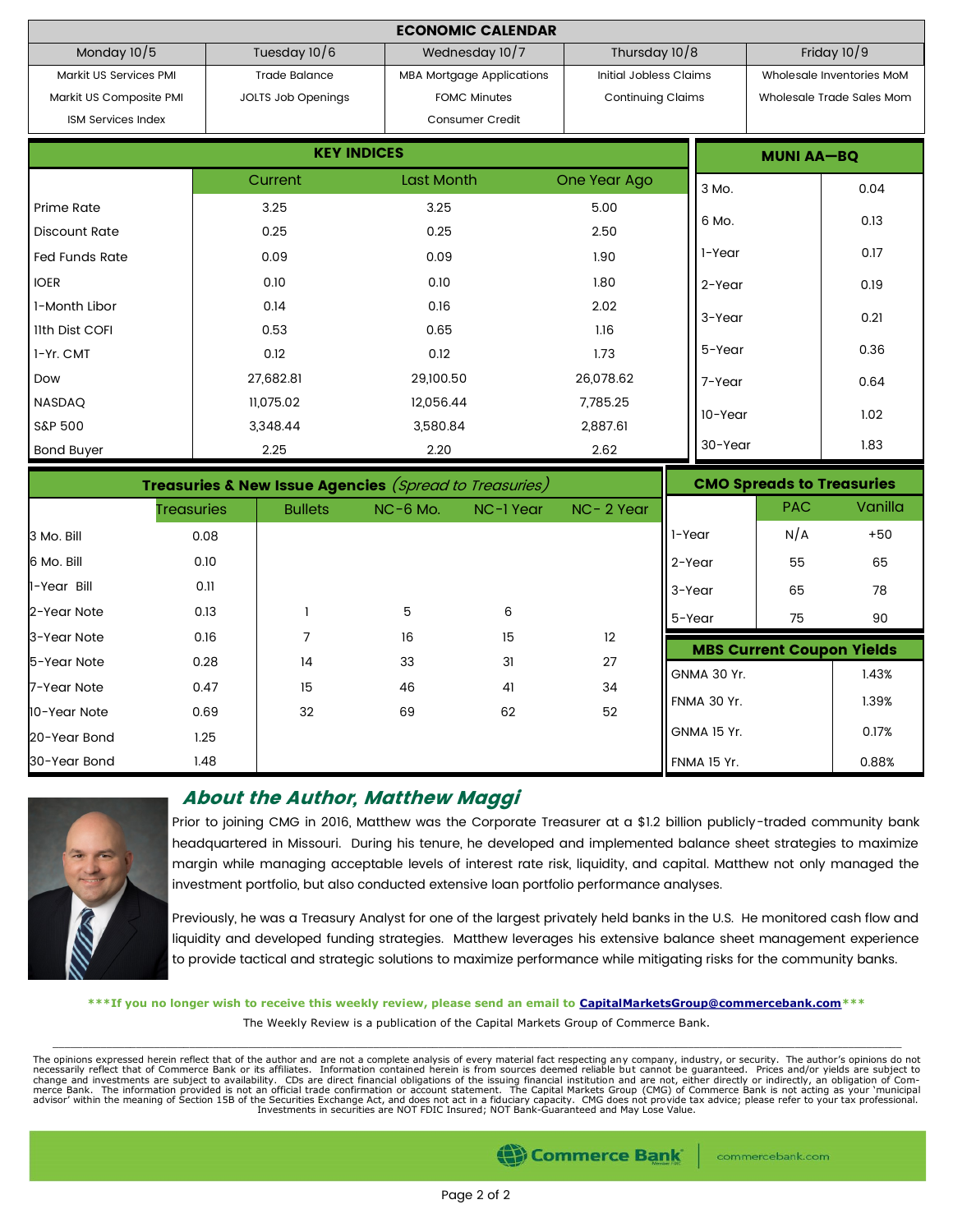## ECONOMIC CALENDAR

| Monday 10/5 | Tuesday 10/6 | Wednesday 10/7 | Thursday 10/8 | Friday 10/9 |
|---|---|---|---|---|
| Markit US Services PMI | Trade Balance | MBA Mortgage Applications | Initial Jobless Claims | Wholesale Inventories MoM |
| Markit US Composite PMI | JOLTS Job Openings | FOMC Minutes | Continuing Claims | Wholesale Trade Sales Mom |
| ISM Services Index | | Consumer Credit | | |

## KEY INDICES

| | Current | Last Month | One Year Ago |
|---|---|---|---|
| Prime Rate | 3.25 | 3.25 | 5.00 |
| Discount Rate | 0.25 | 0.25 | 2.50 |
| Fed Funds Rate | 0.09 | 0.09 | 1.90 |
| IOER | 0.10 | 0.10 | 1.80 |
| 1-Month Libor | 0.14 | 0.16 | 2.02 |
| 11th Dist COFI | 0.53 | 0.65 | 1.16 |
| 1-Yr. CMT | 0.12 | 0.12 | 1.73 |
| Dow | 27,682.81 | 29,100.50 | 26,078.62 |
| NASDAQ | 11,075.02 | 12,056.44 | 7,785.25 |
| S&P 500 | 3,348.44 | 3,580.84 | 2,887.61 |
| Bond Buyer | 2.25 | 2.20 | 2.62 |

## MUNI AA—BQ

| | |
|---|---|
| 3 Mo. | 0.04 |
| 6 Mo. | 0.13 |
| 1-Year | 0.17 |
| 2-Year | 0.19 |
| 3-Year | 0.21 |
| 5-Year | 0.36 |
| 7-Year | 0.64 |
| 10-Year | 1.02 |
| 30-Year | 1.83 |

## Treasuries & New Issue Agencies *(Spread to Treasuries)*

| | Treasuries | Bullets | NC-6 Mo. | NC-1 Year | NC- 2 Year |
|---|---|---|---|---|---|
| 3 Mo. Bill | 0.08 | | | | |
| 6 Mo. Bill | 0.10 | | | | |
| 1-Year Bill | 0.11 | | | | |
| 2-Year Note | 0.13 | 1 | 5 | 6 | |
| 3-Year Note | 0.16 | 7 | 16 | 15 | 12 |
| 5-Year Note | 0.28 | 14 | 33 | 31 | 27 |
| 7-Year Note | 0.47 | 15 | 46 | 41 | 34 |
| 10-Year Note | 0.69 | 32 | 69 | 62 | 52 |
| 20-Year Bond | 1.25 | | | | |
| 30-Year Bond | 1.48 | | | | |

## CMO Spreads to Treasuries

| | PAC | Vanilla |
|---|---|---|
| 1-Year | N/A | +50 |
| 2-Year | 55 | 65 |
| 3-Year | 65 | 78 |
| 5-Year | 75 | 90 |

## MBS Current Coupon Yields

| | |
|---|---|
| GNMA 30 Yr. | 1.43% |
| FNMA 30 Yr. | 1.39% |
| GNMA 15 Yr. | 0.17% |
| FNMA 15 Yr. | 0.88% |

## *About the Author, Matthew Maggi*

Prior to joining CMG in 2016, Matthew was the Corporate Treasurer at a $1.2 billion publicly-traded community bank headquartered in Missouri. During his tenure, he developed and implemented balance sheet strategies to maximize margin while managing acceptable levels of interest rate risk, liquidity, and capital. Matthew not only managed the investment portfolio, but also conducted extensive loan portfolio performance analyses.

Previously, he was a Treasury Analyst for one of the largest privately held banks in the U.S. He monitored cash flow and liquidity and developed funding strategies. Matthew leverages his extensive balance sheet management experience to provide tactical and strategic solutions to maximize performance while mitigating risks for the community banks.

***If you no longer wish to receive this weekly review, please send an email to CapitalMarketsGroup@commercebank.com***

The Weekly Review is a publication of the Capital Markets Group of Commerce Bank.

---

The opinions expressed herein reflect that of the author and are not a complete analysis of every material fact respecting any company, industry, or security. The author's opinions do not necessarily reflect that of Commerce Bank or its affiliates. Information contained herein is from sources deemed reliable but cannot be guaranteed. Prices and/or yields are subject to change and investments are subject to availability. CDs are direct financial obligations of the issuing financial institution and are not, either directly or indirectly, an obligation of Commerce Bank. The information provided is not an official trade confirmation or account statement. The Capital Markets Group (CMG) of Commerce Bank is not acting as your 'municipal advisor' within the meaning of Section 15B of the Securities Exchange Act, and does not act in a fiduciary capacity. CMG does not provide tax advice; please refer to your tax professional. Investments in securities are NOT FDIC Insured; NOT Bank-Guaranteed and May Lose Value.

Commerce Bank | commercebank.com